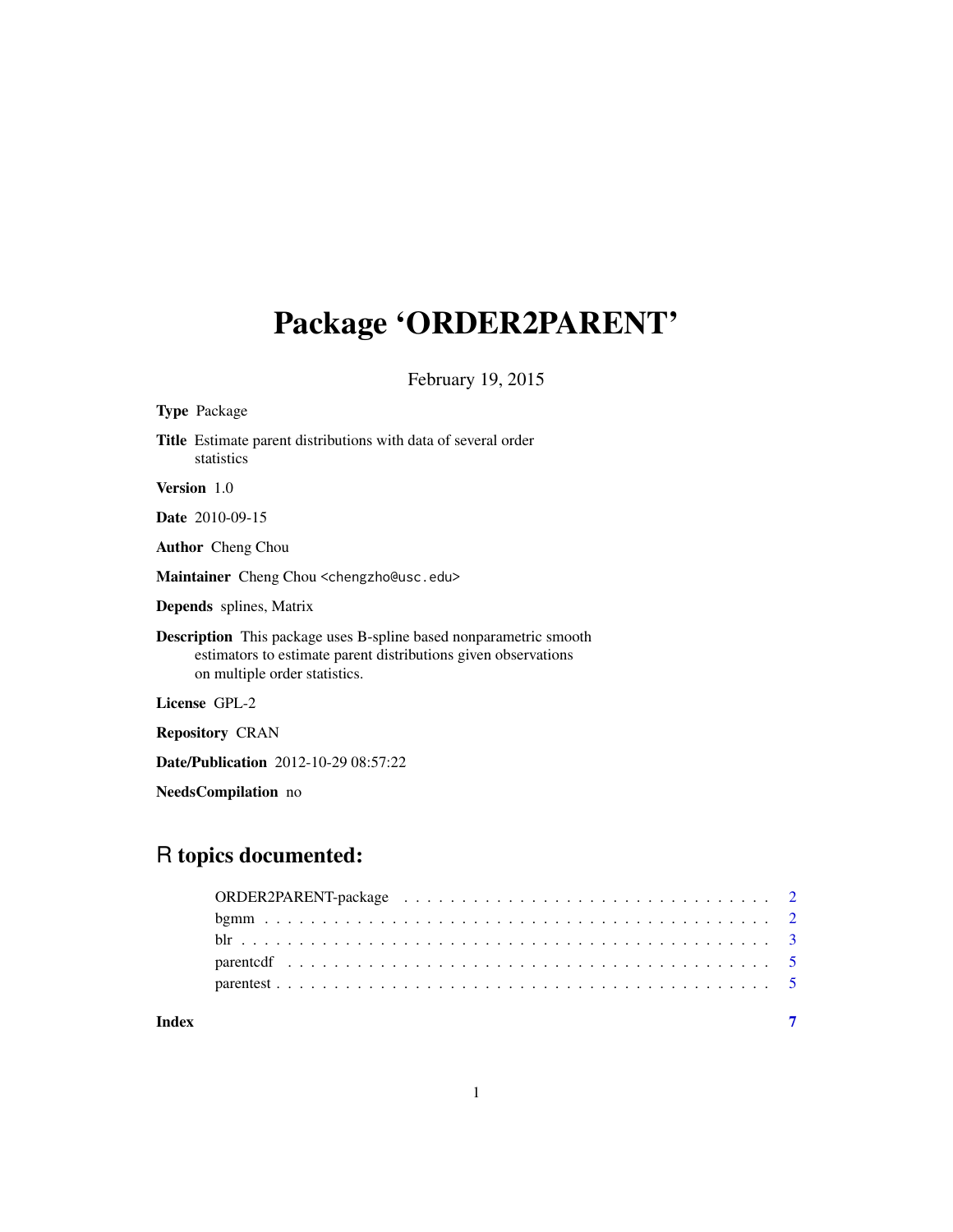# Package 'ORDER2PARENT'

February 19, 2015

**Type** Package

**Title** Estimate parent distributions with data of several order statistics

**Version** 1.0

**Date** 2010-09-15

**Author** Cheng Chou

**Maintainer** Cheng Chou <chengzho@usc.edu>

**Depends** splines, Matrix

**Description** This package uses B-spline based nonparametric smooth estimators to estimate parent distributions given observations on multiple order statistics.

**License** GPL-2

**Repository** CRAN

**Date/Publication** 2012-10-29 08:57:22

**NeedsCompilation** no

## R topics documented:

ORDER2PARENT-package . . . . . . . . . . . . . . . . . . . . . . . . . . . . . . . . 2
bgmm . . . . . . . . . . . . . . . . . . . . . . . . . . . . . . . . . . . . . . . . . 2
blr . . . . . . . . . . . . . . . . . . . . . . . . . . . . . . . . . . . . . . . . . . 3
parentcdf . . . . . . . . . . . . . . . . . . . . . . . . . . . . . . . . . . . . . . 5
parentest . . . . . . . . . . . . . . . . . . . . . . . . . . . . . . . . . . . . . . 5

**Index** 7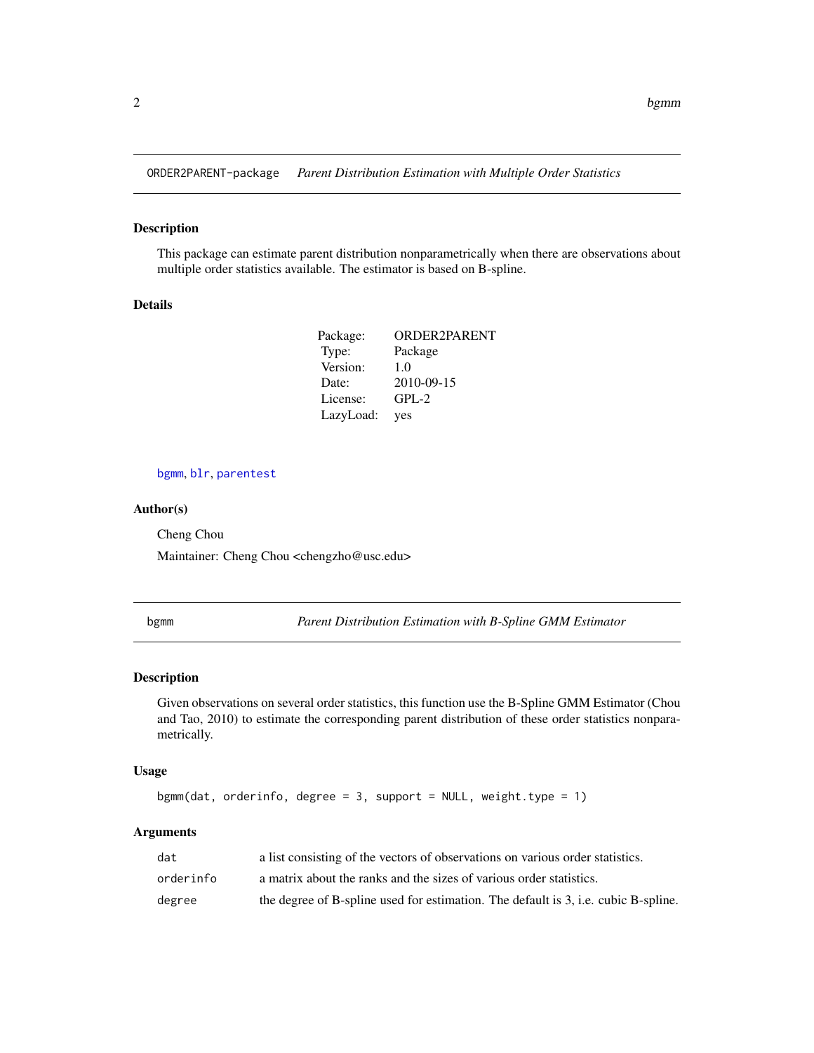# ORDER2PARENT-package *Parent Distribution Estimation with Multiple Order Statistics*

## Description

This package can estimate parent distribution nonparametrically when there are observations about multiple order statistics available. The estimator is based on B-spline.

## Details

| | |
|---|---|
| Package: | ORDER2PARENT |
| Type: | Package |
| Version: | 1.0 |
| Date: | 2010-09-15 |
| License: | GPL-2 |
| LazyLoad: | yes |

bgmm, blr, parentest

## Author(s)

Cheng Chou

Maintainer: Cheng Chou <chengzho@usc.edu>

# bgmm *Parent Distribution Estimation with B-Spline GMM Estimator*

## Description

Given observations on several order statistics, this function use the B-Spline GMM Estimator (Chou and Tao, 2010) to estimate the corresponding parent distribution of these order statistics nonparametrically.

## Usage

```
bgmm(dat, orderinfo, degree = 3, support = NULL, weight.type = 1)
```

## Arguments

| | |
|---|---|
| dat | a list consisting of the vectors of observations on various order statistics. |
| orderinfo | a matrix about the ranks and the sizes of various order statistics. |
| degree | the degree of B-spline used for estimation. The default is 3, i.e. cubic B-spline. |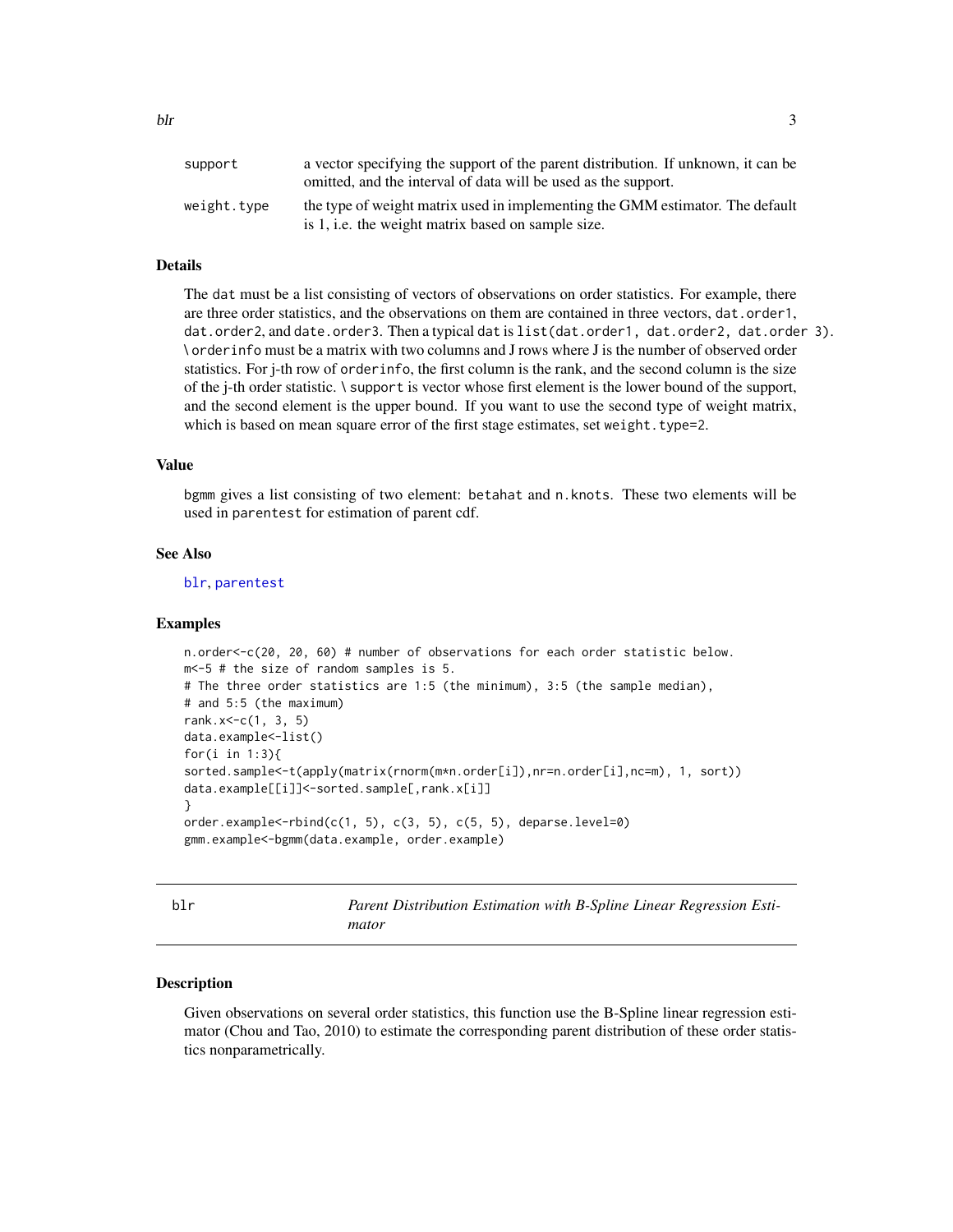| | |
|---|---|
| support | a vector specifying the support of the parent distribution. If unknown, it can be omitted, and the interval of data will be used as the support. |
| weight.type | the type of weight matrix used in implementing the GMM estimator. The default is 1, i.e. the weight matrix based on sample size. |

### Details

The dat must be a list consisting of vectors of observations on order statistics. For example, there are three order statistics, and the observations on them are contained in three vectors, dat.order1, dat.order2, and date.order3. Then a typical dat is list(dat.order1, dat.order2, dat.order 3). \ orderinfo must be a matrix with two columns and J rows where J is the number of observed order statistics. For j-th row of orderinfo, the first column is the rank, and the second column is the size of the j-th order statistic. \ support is vector whose first element is the lower bound of the support, and the second element is the upper bound. If you want to use the second type of weight matrix, which is based on mean square error of the first stage estimates, set weight.type=2.

### Value

bgmm gives a list consisting of two element: betahat and n.knots. These two elements will be used in parentest for estimation of parent cdf.

### See Also

blr, parentest

### Examples

```
n.order<-c(20, 20, 60) # number of observations for each order statistic below.
m<-5 # the size of random samples is 5.
# The three order statistics are 1:5 (the minimum), 3:5 (the sample median),
# and 5:5 (the maximum)
rank.x<-c(1, 3, 5)
data.example<-list()
for(i in 1:3){
sorted.sample<-t(apply(matrix(rnorm(m*n.order[i]),nr=n.order[i],nc=m), 1, sort))
data.example[[i]]<-sorted.sample[,rank.x[i]]
}
order.example<-rbind(c(1, 5), c(3, 5), c(5, 5), deparse.level=0)
gmm.example<-bgmm(data.example, order.example)
```

## blr — *Parent Distribution Estimation with B-Spline Linear Regression Estimator*

### Description

Given observations on several order statistics, this function use the B-Spline linear regression estimator (Chou and Tao, 2010) to estimate the corresponding parent distribution of these order statistics nonparametrically.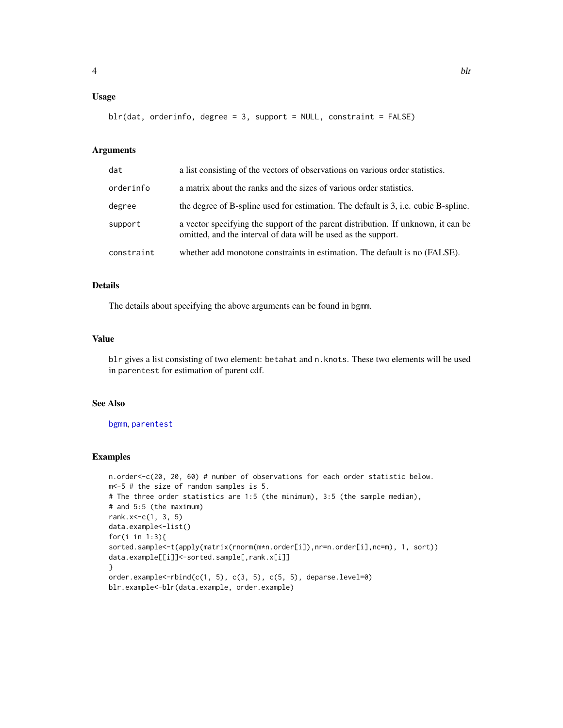### Usage

```
blr(dat, orderinfo, degree = 3, support = NULL, constraint = FALSE)
```

### Arguments

| | |
|---|---|
| dat | a list consisting of the vectors of observations on various order statistics. |
| orderinfo | a matrix about the ranks and the sizes of various order statistics. |
| degree | the degree of B-spline used for estimation. The default is 3, i.e. cubic B-spline. |
| support | a vector specifying the support of the parent distribution. If unknown, it can be omitted, and the interval of data will be used as the support. |
| constraint | whether add monotone constraints in estimation. The default is no (FALSE). |

### Details

The details about specifying the above arguments can be found in bgmm.

### Value

blr gives a list consisting of two element: betahat and n.knots. These two elements will be used in parentest for estimation of parent cdf.

### See Also

bgmm, parentest

### Examples

```
n.order<-c(20, 20, 60) # number of observations for each order statistic below.
m<-5 # the size of random samples is 5.
# The three order statistics are 1:5 (the minimum), 3:5 (the sample median),
# and 5:5 (the maximum)
rank.x<-c(1, 3, 5)
data.example<-list()
for(i in 1:3){
sorted.sample<-t(apply(matrix(rnorm(m*n.order[i]),nr=n.order[i],nc=m), 1, sort))
data.example[[i]]<-sorted.sample[,rank.x[i]]
}
order.example<-rbind(c(1, 5), c(3, 5), c(5, 5), deparse.level=0)
blr.example<-blr(data.example, order.example)
```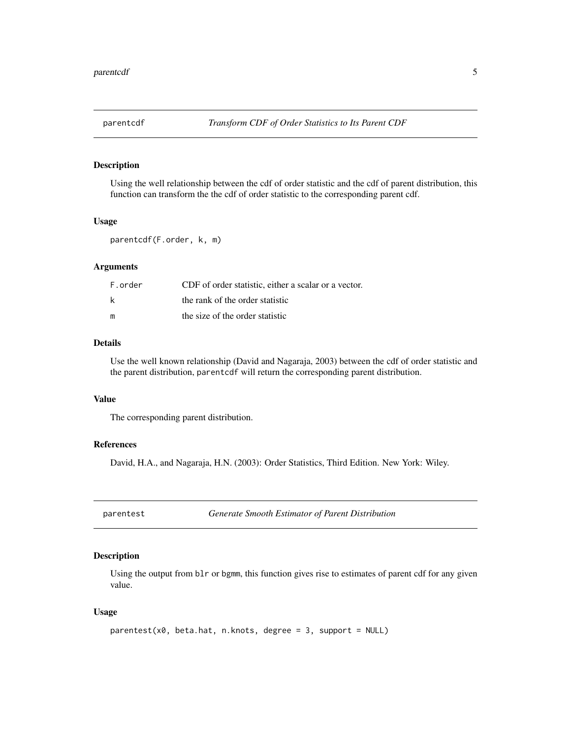## parentcdf *Transform CDF of Order Statistics to Its Parent CDF*

### Description

Using the well relationship between the cdf of order statistic and the cdf of parent distribution, this function can transform the the cdf of order statistic to the corresponding parent cdf.

### Usage

```
parentcdf(F.order, k, m)
```

### Arguments

| | |
|---|---|
| F.order | CDF of order statistic, either a scalar or a vector. |
| k | the rank of the order statistic |
| m | the size of the order statistic |

### Details

Use the well known relationship (David and Nagaraja, 2003) between the cdf of order statistic and the parent distribution, `parentcdf` will return the corresponding parent distribution.

### Value

The corresponding parent distribution.

### References

David, H.A., and Nagaraja, H.N. (2003): Order Statistics, Third Edition. New York: Wiley.

## parentest *Generate Smooth Estimator of Parent Distribution*

### Description

Using the output from `blr` or `bgmm`, this function gives rise to estimates of parent cdf for any given value.

### Usage

```
parentest(x0, beta.hat, n.knots, degree = 3, support = NULL)
```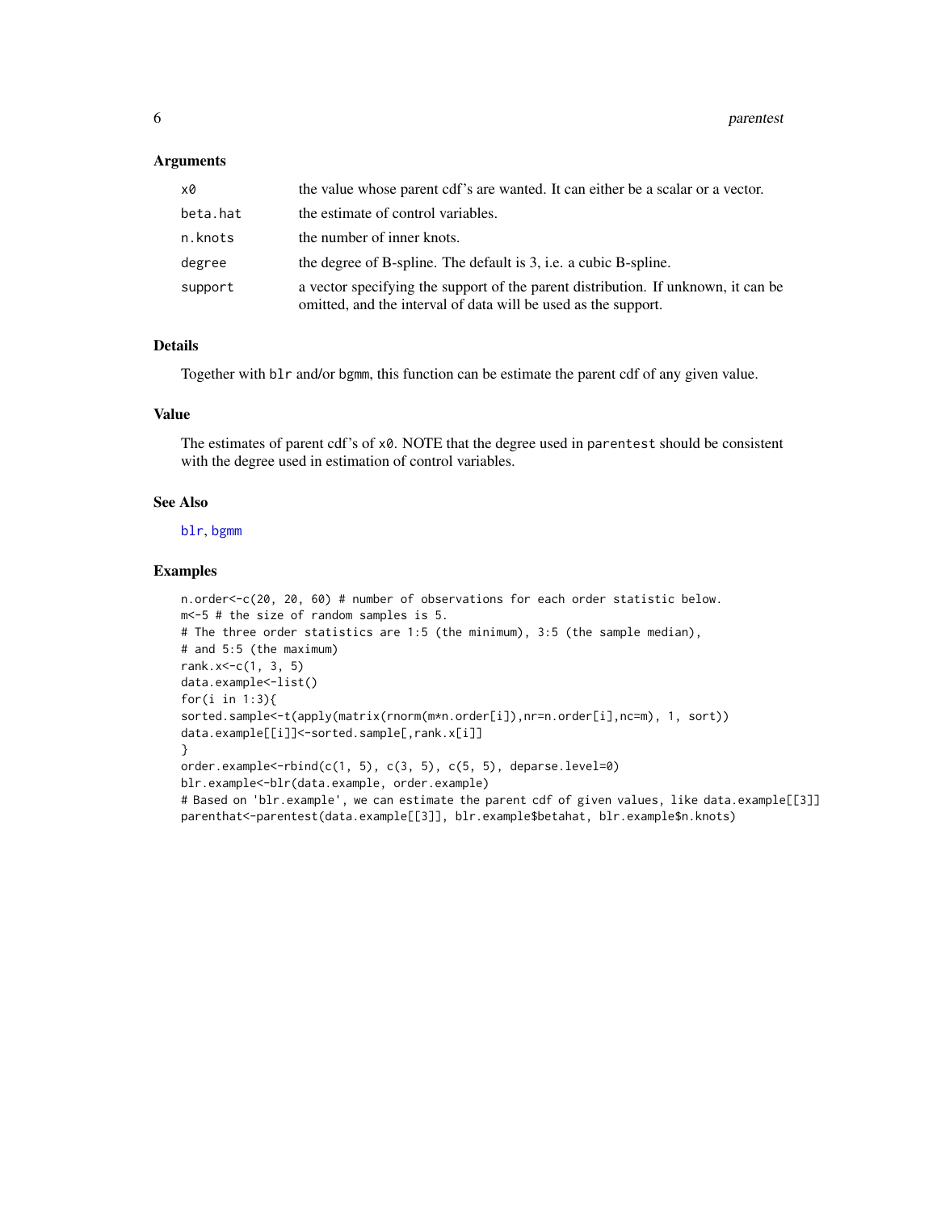### Arguments

| | |
|---|---|
| `x0` | the value whose parent cdf's are wanted. It can either be a scalar or a vector. |
| `beta.hat` | the estimate of control variables. |
| `n.knots` | the number of inner knots. |
| `degree` | the degree of B-spline. The default is 3, i.e. a cubic B-spline. |
| `support` | a vector specifying the support of the parent distribution. If unknown, it can be omitted, and the interval of data will be used as the support. |

### Details

Together with `blr` and/or `bgmm`, this function can be estimate the parent cdf of any given value.

### Value

The estimates of parent cdf's of `x0`. NOTE that the degree used in `parentest` should be consistent with the degree used in estimation of control variables.

### See Also

`blr`, `bgmm`

### Examples

```
n.order<-c(20, 20, 60) # number of observations for each order statistic below.
m<-5 # the size of random samples is 5.
# The three order statistics are 1:5 (the minimum), 3:5 (the sample median),
# and 5:5 (the maximum)
rank.x<-c(1, 3, 5)
data.example<-list()
for(i in 1:3){
sorted.sample<-t(apply(matrix(rnorm(m*n.order[i]),nr=n.order[i],nc=m), 1, sort))
data.example[[i]]<-sorted.sample[,rank.x[i]]
}
order.example<-rbind(c(1, 5), c(3, 5), c(5, 5), deparse.level=0)
blr.example<-blr(data.example, order.example)
# Based on 'blr.example', we can estimate the parent cdf of given values, like data.example[[3]]
parenthat<-parentest(data.example[[3]], blr.example$betahat, blr.example$n.knots)
```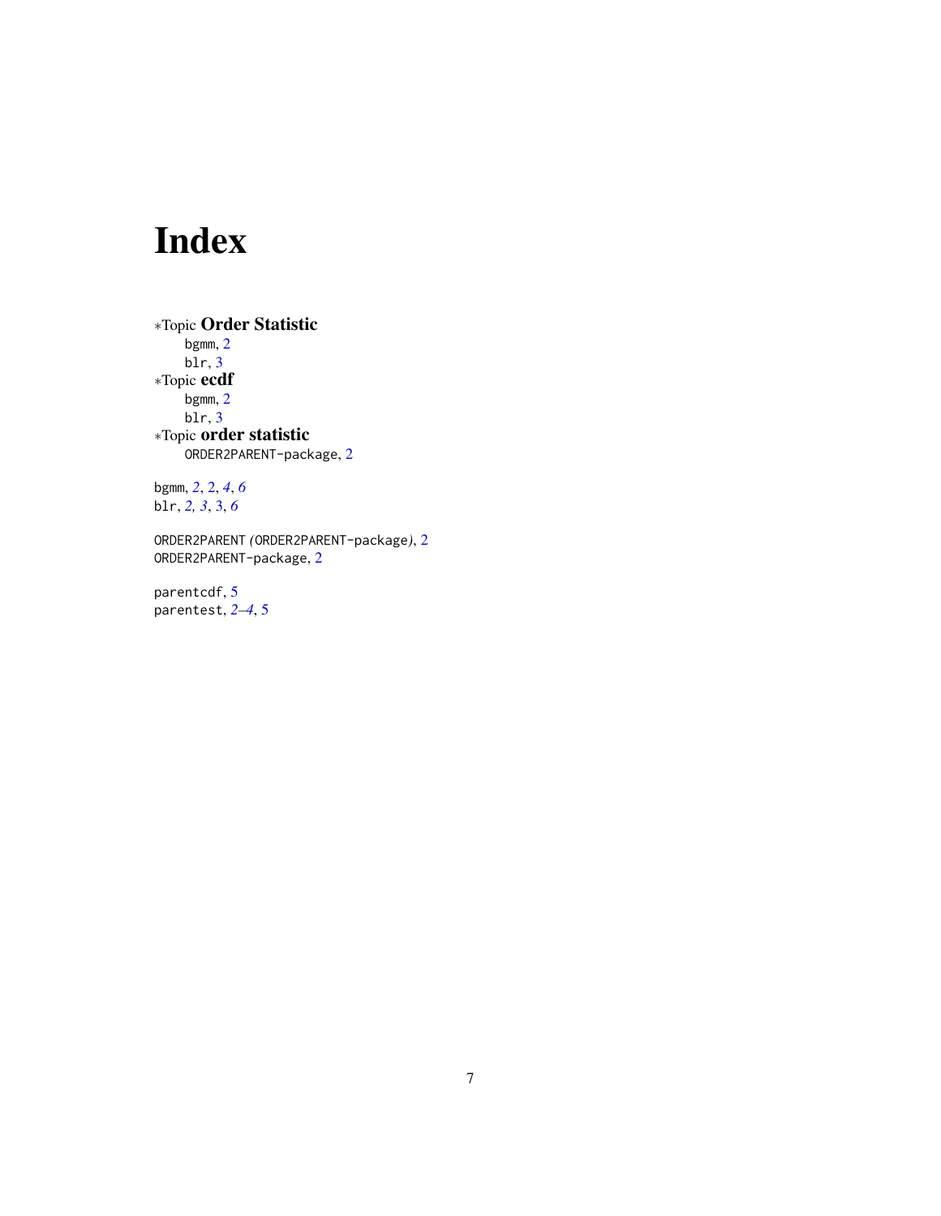# Index

∗Topic **Order Statistic**
  bgmm, 2
  blr, 3
∗Topic **ecdf**
  bgmm, 2
  blr, 3
∗Topic **order statistic**
  ORDER2PARENT-package, 2

bgmm, *2*, 2, *4*, *6*
blr, *2, 3*, 3, *6*

ORDER2PARENT *(*ORDER2PARENT-package*)*, 2
ORDER2PARENT-package, 2

parentcdf, 5
parentest, *2–4*, 5